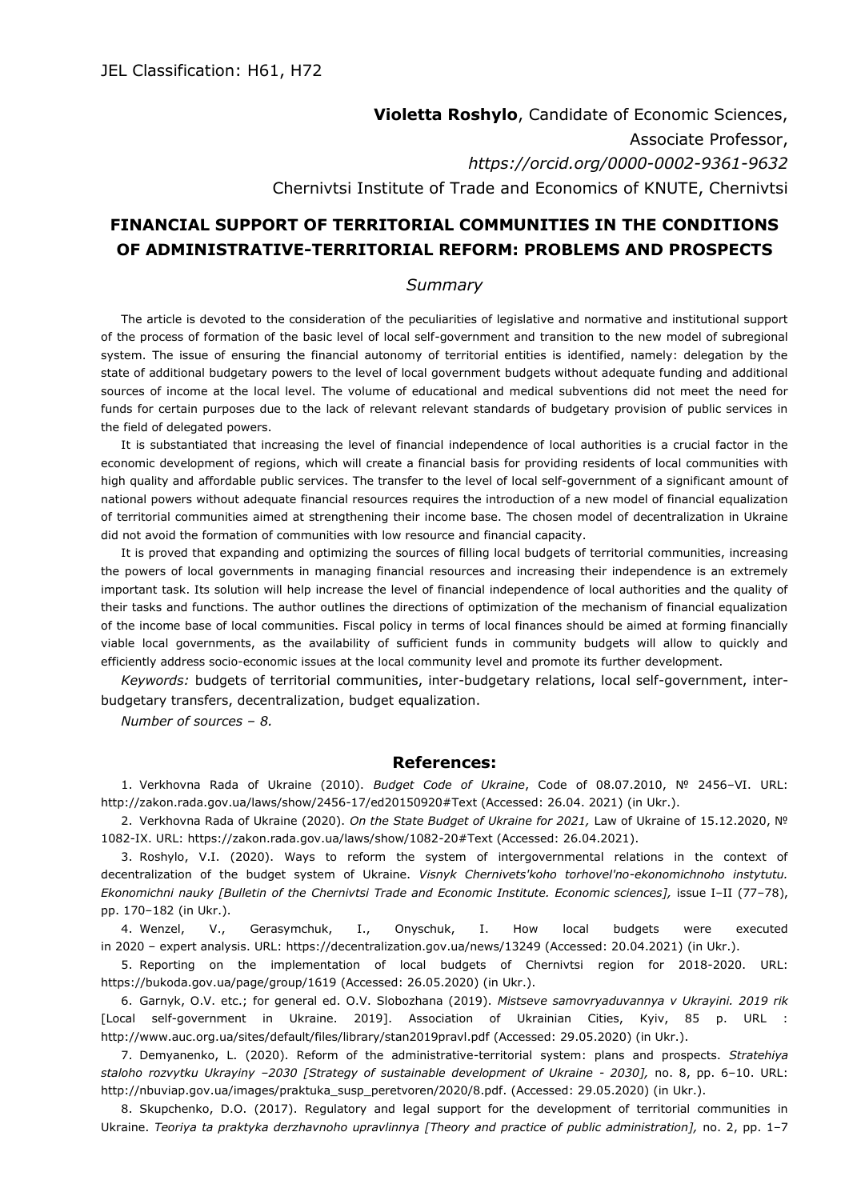JEL Classification: H61, H72

**Violetta Roshylo**, Candidate of Economic Sciences,
Associate Professor,
*https://orcid.org/0000-0002-9361-9632*
Chernivtsi Institute of Trade and Economics of KNUTE, Chernivtsi

# FINANCIAL SUPPORT OF TERRITORIAL COMMUNITIES IN THE CONDITIONS OF ADMINISTRATIVE-TERRITORIAL REFORM: PROBLEMS AND PROSPECTS

## *Summary*

The article is devoted to the consideration of the peculiarities of legislative and normative and institutional support of the process of formation of the basic level of local self-government and transition to the new model of subregional system. The issue of ensuring the financial autonomy of territorial entities is identified, namely: delegation by the state of additional budgetary powers to the level of local government budgets without adequate funding and additional sources of income at the local level. The volume of educational and medical subventions did not meet the need for funds for certain purposes due to the lack of relevant relevant standards of budgetary provision of public services in the field of delegated powers.

It is substantiated that increasing the level of financial independence of local authorities is a crucial factor in the economic development of regions, which will create a financial basis for providing residents of local communities with high quality and affordable public services. The transfer to the level of local self-government of a significant amount of national powers without adequate financial resources requires the introduction of a new model of financial equalization of territorial communities aimed at strengthening their income base. The chosen model of decentralization in Ukraine did not avoid the formation of communities with low resource and financial capacity.

It is proved that expanding and optimizing the sources of filling local budgets of territorial communities, increasing the powers of local governments in managing financial resources and increasing their independence is an extremely important task. Its solution will help increase the level of financial independence of local authorities and the quality of their tasks and functions. The author outlines the directions of optimization of the mechanism of financial equalization of the income base of local communities. Fiscal policy in terms of local finances should be aimed at forming financially viable local governments, as the availability of sufficient funds in community budgets will allow to quickly and efficiently address socio-economic issues at the local community level and promote its further development.

*Keywords:* budgets of territorial communities, inter-budgetary relations, local self-government, inter-budgetary transfers, decentralization, budget equalization.

*Number of sources – 8.*

## References:

1. Verkhovna Rada of Ukraine (2010). *Budget Code of Ukraine*, Code of 08.07.2010, № 2456–VI. URL: http://zakon.rada.gov.ua/laws/show/2456-17/ed20150920#Text (Accessed: 26.04. 2021) (in Ukr.).

2. Verkhovna Rada of Ukraine (2020). *On the State Budget of Ukraine for 2021,* Law of Ukraine of 15.12.2020, № 1082-IX. URL: https://zakon.rada.gov.ua/laws/show/1082-20#Text (Accessed: 26.04.2021).

3. Roshylo, V.I. (2020). Ways to reform the system of intergovernmental relations in the context of decentralization of the budget system of Ukraine. *Visnyk Chernivets'koho torhovel'no-ekonomichnoho instytutu. Ekonomichni nauky [Bulletin of the Chernivtsi Trade and Economic Institute. Economic sciences],* issue I–II (77–78), pp. 170–182 (in Ukr.).

4. Wenzel, V., Gerasymchuk, I., Onyschuk, I. How local budgets were executed in 2020 – expert analysis. URL: https://decentralization.gov.ua/news/13249 (Accessed: 20.04.2021) (in Ukr.).

5. Reporting on the implementation of local budgets of Chernivtsi region for 2018-2020. URL: https://bukoda.gov.ua/page/group/1619 (Accessed: 26.05.2020) (in Ukr.).

6. Garnyk, O.V. etc.; for general ed. O.V. Slobozhana (2019). *Mistseve samovryaduvannya v Ukrayini. 2019 rik* [Local self-government in Ukraine. 2019]. Association of Ukrainian Cities, Kyiv, 85 p. URL : http://www.auc.org.ua/sites/default/files/library/stan2019pravl.pdf (Accessed: 29.05.2020) (in Ukr.).

7. Demyanenko, L. (2020). Reform of the administrative-territorial system: plans and prospects. *Stratehiya staloho rozvytku Ukrayiny –2030 [Strategy of sustainable development of Ukraine - 2030],* no. 8, pp. 6–10. URL: http://nbuviap.gov.ua/images/praktuka_susp_peretvoren/2020/8.pdf. (Accessed: 29.05.2020) (in Ukr.).

8. Skupchenko, D.O. (2017). Regulatory and legal support for the development of territorial communities in Ukraine. *Teoriya ta praktyka derzhavnoho upravlinnya [Theory and practice of public administration],* no. 2, pp. 1–7